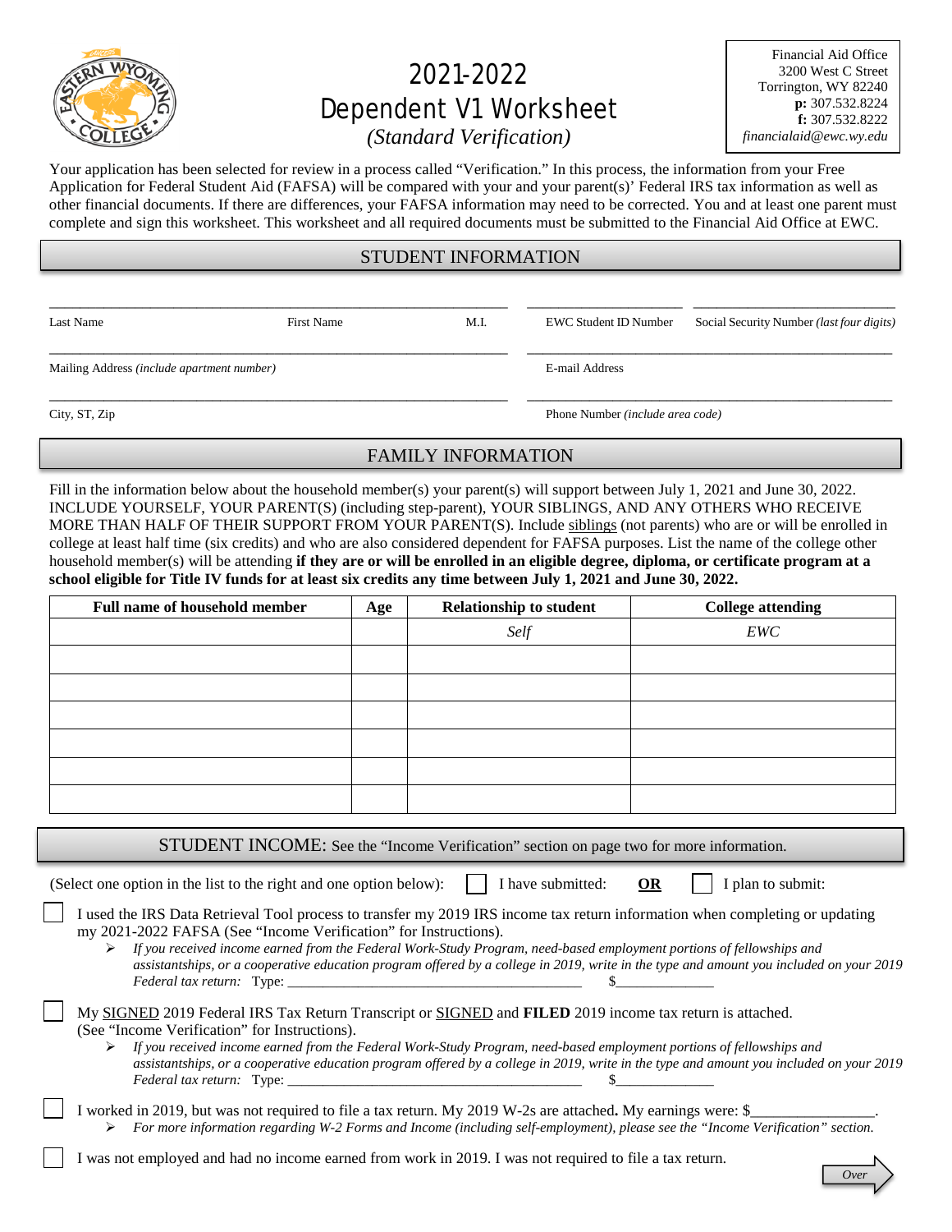# 2021-2022 Dependent V1 Worksheet

*(Standard Verification)*

Financial Aid Office
3200 West C Street
Torrington, WY 82240
**p:** 307.532.8224
**f:** 307.532.8222
*financialaid@ewc.wy.edu*

Your application has been selected for review in a process called "Verification." In this process, the information from your Free Application for Federal Student Aid (FAFSA) will be compared with your and your parent(s)' Federal IRS tax information as well as other financial documents. If there are differences, your FAFSA information may need to be corrected. You and at least one parent must complete and sign this worksheet. This worksheet and all required documents must be submitted to the Financial Aid Office at EWC.

## STUDENT INFORMATION

_______________________________________________ _______________ ____________________

Last Name First Name M.I. EWC Student ID Number Social Security Number *(last four digits)*

_______________________________________________ ____________________________________

Mailing Address *(include apartment number)* E-mail Address

_______________________________________________ ____________________________________

City, ST, Zip Phone Number *(include area code)*

## FAMILY INFORMATION

Fill in the information below about the household member(s) your parent(s) will support between July 1, 2021 and June 30, 2022. INCLUDE YOURSELF, YOUR PARENT(S) (including step-parent), YOUR SIBLINGS, AND ANY OTHERS WHO RECEIVE MORE THAN HALF OF THEIR SUPPORT FROM YOUR PARENT(S). Include siblings (not parents) who are or will be enrolled in college at least half time (six credits) and who are also considered dependent for FAFSA purposes. List the name of the college other household member(s) will be attending **if they are or will be enrolled in an eligible degree, diploma, or certificate program at a school eligible for Title IV funds for at least six credits any time between July 1, 2021 and June 30, 2022.**

| Full name of household member | Age | Relationship to student | College attending |
|---|---|---|---|
| | | *Self* | *EWC* |
| | | | |
| | | | |
| | | | |
| | | | |
| | | | |
| | | | |

## STUDENT INCOME: See the "Income Verification" section on page two for more information.

(Select one option in the list to the right and one option below): ☐ I have submitted: **OR** ☐ I plan to submit:

☐ I used the IRS Data Retrieval Tool process to transfer my 2019 IRS income tax return information when completing or updating my 2021-2022 FAFSA (See "Income Verification" for Instructions).

- *If you received income earned from the Federal Work-Study Program, need-based employment portions of fellowships and assistantships, or a cooperative education program offered by a college in 2019, write in the type and amount you included on your 2019 Federal tax return:* Type: ________________________________ $____________

☐ My SIGNED 2019 Federal IRS Tax Return Transcript or SIGNED and **FILED** 2019 income tax return is attached. (See "Income Verification" for Instructions).

- *If you received income earned from the Federal Work-Study Program, need-based employment portions of fellowships and assistantships, or a cooperative education program offered by a college in 2019, write in the type and amount you included on your 2019 Federal tax return:* Type: ________________________________ $____________

☐ I worked in 2019, but was not required to file a tax return. My 2019 W-2s are attached**.** My earnings were: $_______________.

- *For more information regarding W-2 Forms and Income (including self-employment), please see the "Income Verification" section.*

☐ I was not employed and had no income earned from work in 2019. I was not required to file a tax return.

*Over*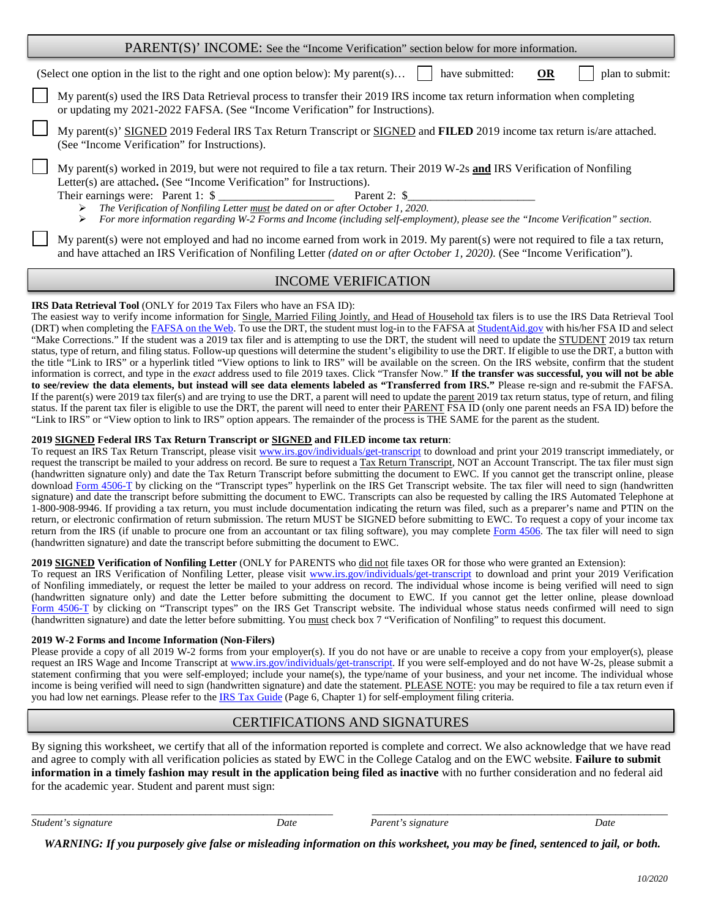## PARENT(S)' INCOME: See the "Income Verification" section below for more information.

(Select one option in the list to the right and one option below): My parent(s)… ☐ have submitted: **OR** ☐ plan to submit:

☐ My parent(s) used the IRS Data Retrieval process to transfer their 2019 IRS income tax return information when completing or updating my 2021-2022 FAFSA. (See "Income Verification" for Instructions).

☐ My parent(s)' SIGNED 2019 Federal IRS Tax Return Transcript or SIGNED and **FILED** 2019 income tax return is/are attached. (See "Income Verification" for Instructions).

☐ My parent(s) worked in 2019, but were not required to file a tax return. Their 2019 W-2s **and** IRS Verification of Nonfiling Letter(s) are attached**.** (See "Income Verification" for Instructions).
Their earnings were: Parent 1: $ ___________________ Parent 2: $_____________________
- *The Verification of Nonfiling Letter must be dated on or after October 1, 2020.*
- *For more information regarding W-2 Forms and Income (including self-employment), please see the "Income Verification" section.*

☐ My parent(s) were not employed and had no income earned from work in 2019. My parent(s) were not required to file a tax return, and have attached an IRS Verification of Nonfiling Letter *(dated on or after October 1, 2020)*. (See "Income Verification").

## INCOME VERIFICATION

**IRS Data Retrieval Tool** (ONLY for 2019 Tax Filers who have an FSA ID):
The easiest way to verify income information for Single, Married Filing Jointly, and Head of Household tax filers is to use the IRS Data Retrieval Tool (DRT) when completing the FAFSA on the Web. To use the DRT, the student must log-in to the FAFSA at StudentAid.gov with his/her FSA ID and select "Make Corrections." If the student was a 2019 tax filer and is attempting to use the DRT, the student will need to update the STUDENT 2019 tax return status, type of return, and filing status. Follow-up questions will determine the student's eligibility to use the DRT. If eligible to use the DRT, a button with the title "Link to IRS" or a hyperlink titled "View options to link to IRS" will be available on the screen. On the IRS website, confirm that the student information is correct, and type in the *exact* address used to file 2019 taxes. Click "Transfer Now." **If the transfer was successful, you will not be able to see/review the data elements, but instead will see data elements labeled as "Transferred from IRS."** Please re-sign and re-submit the FAFSA. If the parent(s) were 2019 tax filer(s) and are trying to use the DRT, a parent will need to update the parent 2019 tax return status, type of return, and filing status. If the parent tax filer is eligible to use the DRT, the parent will need to enter their PARENT FSA ID (only one parent needs an FSA ID) before the "Link to IRS" or "View option to link to IRS" option appears. The remainder of the process is THE SAME for the parent as the student.

**2019 SIGNED Federal IRS Tax Return Transcript or SIGNED and FILED income tax return**:
To request an IRS Tax Return Transcript, please visit www.irs.gov/individuals/get-transcript to download and print your 2019 transcript immediately, or request the transcript be mailed to your address on record. Be sure to request a Tax Return Transcript, NOT an Account Transcript. The tax filer must sign (handwritten signature only) and date the Tax Return Transcript before submitting the document to EWC. If you cannot get the transcript online, please download Form 4506-T by clicking on the "Transcript types" hyperlink on the IRS Get Transcript website. The tax filer will need to sign (handwritten signature) and date the transcript before submitting the document to EWC. Transcripts can also be requested by calling the IRS Automated Telephone at 1-800-908-9946. If providing a tax return, you must include documentation indicating the return was filed, such as a preparer's name and PTIN on the return, or electronic confirmation of return submission. The return MUST be SIGNED before submitting to EWC. To request a copy of your income tax return from the IRS (if unable to procure one from an accountant or tax filing software), you may complete Form 4506. The tax filer will need to sign (handwritten signature) and date the transcript before submitting the document to EWC.

**2019 SIGNED Verification of Nonfiling Letter** (ONLY for PARENTS who did not file taxes OR for those who were granted an Extension):
To request an IRS Verification of Nonfiling Letter, please visit www.irs.gov/individuals/get-transcript to download and print your 2019 Verification of Nonfiling immediately, or request the letter be mailed to your address on record. The individual whose income is being verified will need to sign (handwritten signature only) and date the Letter before submitting the document to EWC. If you cannot get the letter online, please download Form 4506-T by clicking on "Transcript types" on the IRS Get Transcript website. The individual whose status needs confirmed will need to sign (handwritten signature) and date the letter before submitting. You must check box 7 "Verification of Nonfiling" to request this document.

**2019 W-2 Forms and Income Information (Non-Filers)**
Please provide a copy of all 2019 W-2 forms from your employer(s). If you do not have or are unable to receive a copy from your employer(s), please request an IRS Wage and Income Transcript at www.irs.gov/individuals/get-transcript. If you were self-employed and do not have W-2s, please submit a statement confirming that you were self-employed; include your name(s), the type/name of your business, and your net income. The individual whose income is being verified will need to sign (handwritten signature) and date the statement. PLEASE NOTE: you may be required to file a tax return even if you had low net earnings. Please refer to the IRS Tax Guide (Page 6, Chapter 1) for self-employment filing criteria.

## CERTIFICATIONS AND SIGNATURES

By signing this worksheet, we certify that all of the information reported is complete and correct. We also acknowledge that we have read and agree to comply with all verification policies as stated by EWC in the College Catalog and on the EWC website. **Failure to submit information in a timely fashion may result in the application being filed as inactive** with no further consideration and no federal aid for the academic year. Student and parent must sign:

_________________________________________________ _________________________________________________
*Student's signature* *Date* *Parent's signature* *Date*

***WARNING: If you purposely give false or misleading information on this worksheet, you may be fined, sentenced to jail, or both.***

*10/2020*